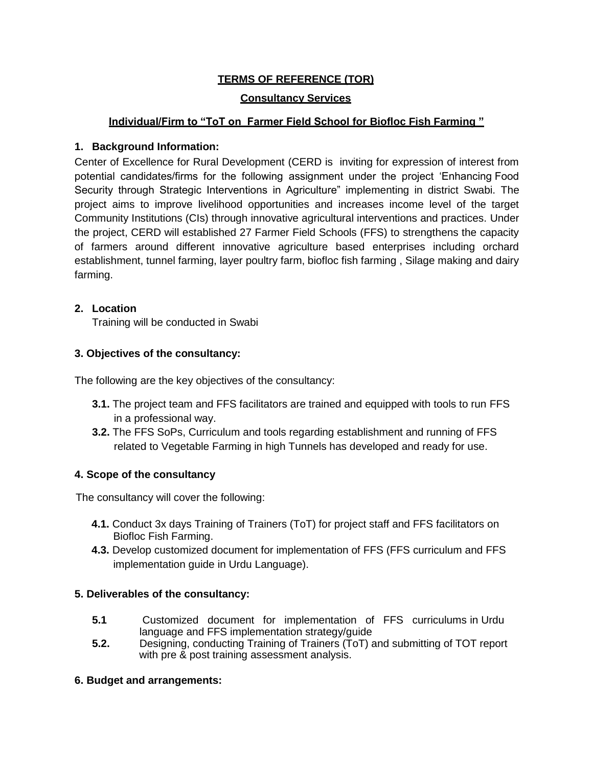**TERMS OF REFERENCE (TOR)**

**Consultancy Services**

**Individual/Firm to "ToT on Farmer Field School for Biofloc Fish Farming "**

## 1. Background Information:

Center of Excellence for Rural Development (CERD is inviting for expression of interest from potential candidates/firms for the following assignment under the project 'Enhancing Food Security through Strategic Interventions in Agriculture" implementing in district Swabi. The project aims to improve livelihood opportunities and increases income level of the target Community Institutions (CIs) through innovative agricultural interventions and practices. Under the project, CERD will established 27 Farmer Field Schools (FFS) to strengthens the capacity of farmers around different innovative agriculture based enterprises including orchard establishment, tunnel farming, layer poultry farm, biofloc fish farming , Silage making and dairy farming.

## 2. Location

Training will be conducted in Swabi

## 3. Objectives of the consultancy:

The following are the key objectives of the consultancy:

- **3.1.** The project team and FFS facilitators are trained and equipped with tools to run FFS in a professional way.
- **3.2.** The FFS SoPs, Curriculum and tools regarding establishment and running of FFS related to Vegetable Farming in high Tunnels has developed and ready for use.

## 4. Scope of the consultancy

The consultancy will cover the following:

- **4.1.** Conduct 3x days Training of Trainers (ToT) for project staff and FFS facilitators on Biofloc Fish Farming.
- **4.3.** Develop customized document for implementation of FFS (FFS curriculum and FFS implementation guide in Urdu Language).

## 5. Deliverables of the consultancy:

- **5.1** Customized document for implementation of FFS curriculums in Urdu language and FFS implementation strategy/guide
- **5.2.** Designing, conducting Training of Trainers (ToT) and submitting of TOT report with pre & post training assessment analysis.

## 6. Budget and arrangements: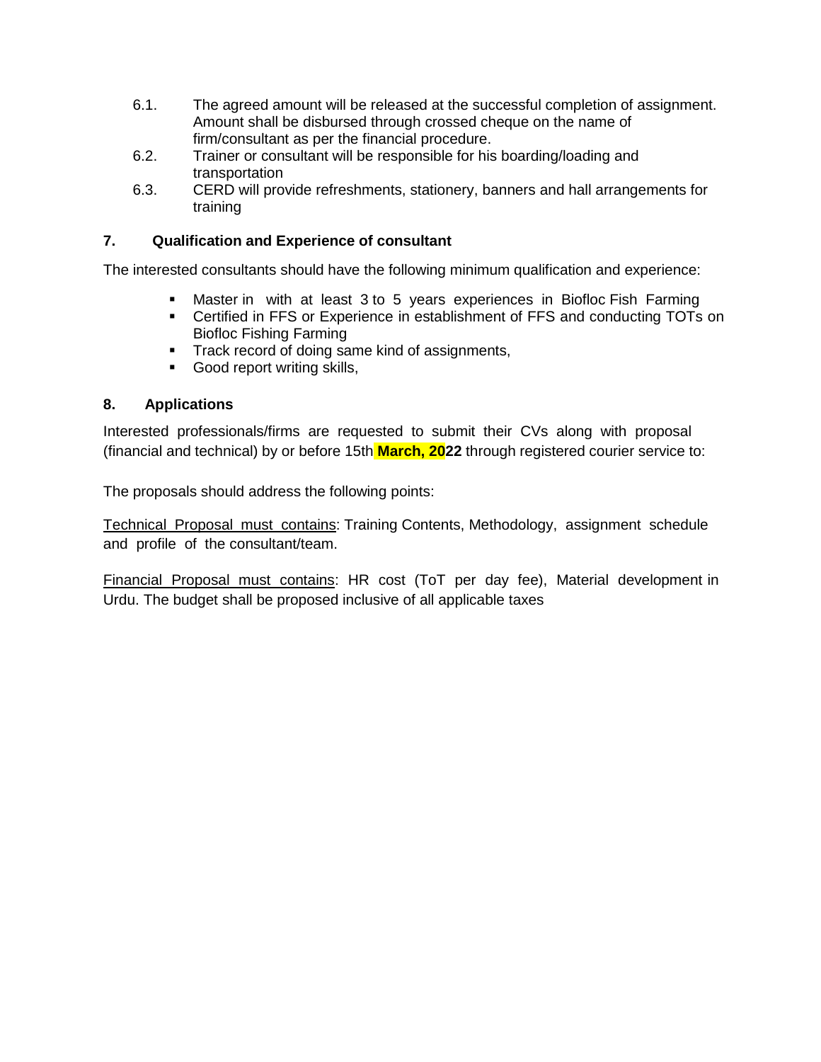6.1. The agreed amount will be released at the successful completion of assignment. Amount shall be disbursed through crossed cheque on the name of firm/consultant as per the financial procedure.

6.2. Trainer or consultant will be responsible for his boarding/loading and transportation

6.3. CERD will provide refreshments, stationery, banners and hall arrangements for training

## 7. Qualification and Experience of consultant

The interested consultants should have the following minimum qualification and experience:

- Master in with at least 3 to 5 years experiences in Biofloc Fish Farming
- Certified in FFS or Experience in establishment of FFS and conducting TOTs on Biofloc Fishing Farming
- Track record of doing same kind of assignments,
- Good report writing skills,

## 8. Applications

Interested professionals/firms are requested to submit their CVs along with proposal (financial and technical) by or before 15th **March, 2022** through registered courier service to:

The proposals should address the following points:

Technical Proposal must contains: Training Contents, Methodology, assignment schedule and profile of the consultant/team.

Financial Proposal must contains: HR cost (ToT per day fee), Material development in Urdu. The budget shall be proposed inclusive of all applicable taxes